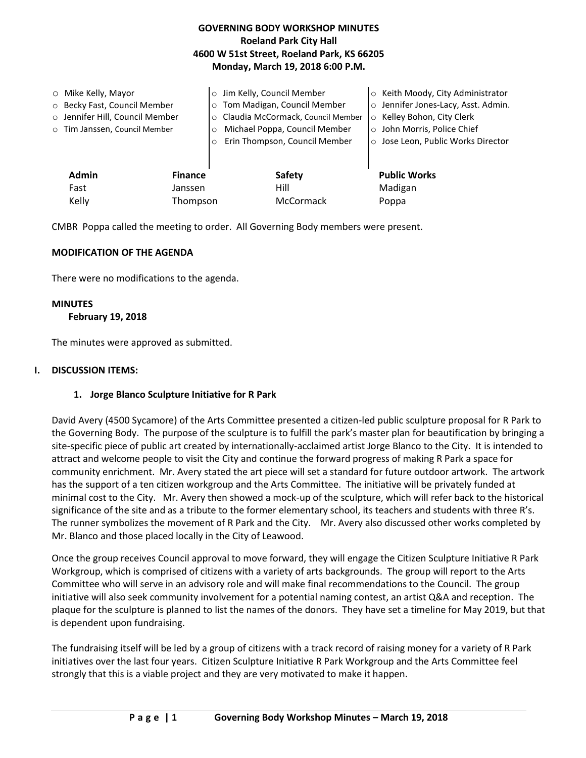# GOVERNING BODY WORKSHOP MINUTES
**Roeland Park City Hall**
**4600 W 51st Street, Roeland Park, KS 66205**
**Monday, March 19, 2018 6:00 P.M.**

- Mike Kelly, Mayor
- Becky Fast, Council Member
- Jennifer Hill, Council Member
- Tim Janssen, Council Member
- Jim Kelly, Council Member
- Tom Madigan, Council Member
- Claudia McCormack, Council Member
- Michael Poppa, Council Member
- Erin Thompson, Council Member
- Keith Moody, City Administrator
- Jennifer Jones-Lacy, Asst. Admin.
- Kelley Bohon, City Clerk
- John Morris, Police Chief
- Jose Leon, Public Works Director

| Admin | Finance | Safety | Public Works |
|---|---|---|---|
| Fast | Janssen | Hill | Madigan |
| Kelly | Thompson | McCormack | Poppa |

CMBR Poppa called the meeting to order. All Governing Body members were present.

**MODIFICATION OF THE AGENDA**

There were no modifications to the agenda.

**MINUTES**
**February 19, 2018**

The minutes were approved as submitted.

## I. DISCUSSION ITEMS:

### 1. Jorge Blanco Sculpture Initiative for R Park

David Avery (4500 Sycamore) of the Arts Committee presented a citizen-led public sculpture proposal for R Park to the Governing Body. The purpose of the sculpture is to fulfill the park's master plan for beautification by bringing a site-specific piece of public art created by internationally-acclaimed artist Jorge Blanco to the City. It is intended to attract and welcome people to visit the City and continue the forward progress of making R Park a space for community enrichment. Mr. Avery stated the art piece will set a standard for future outdoor artwork. The artwork has the support of a ten citizen workgroup and the Arts Committee. The initiative will be privately funded at minimal cost to the City. Mr. Avery then showed a mock-up of the sculpture, which will refer back to the historical significance of the site and as a tribute to the former elementary school, its teachers and students with three R's. The runner symbolizes the movement of R Park and the City. Mr. Avery also discussed other works completed by Mr. Blanco and those placed locally in the City of Leawood.

Once the group receives Council approval to move forward, they will engage the Citizen Sculpture Initiative R Park Workgroup, which is comprised of citizens with a variety of arts backgrounds. The group will report to the Arts Committee who will serve in an advisory role and will make final recommendations to the Council. The group initiative will also seek community involvement for a potential naming contest, an artist Q&A and reception. The plaque for the sculpture is planned to list the names of the donors. They have set a timeline for May 2019, but that is dependent upon fundraising.

The fundraising itself will be led by a group of citizens with a track record of raising money for a variety of R Park initiatives over the last four years. Citizen Sculpture Initiative R Park Workgroup and the Arts Committee feel strongly that this is a viable project and they are very motivated to make it happen.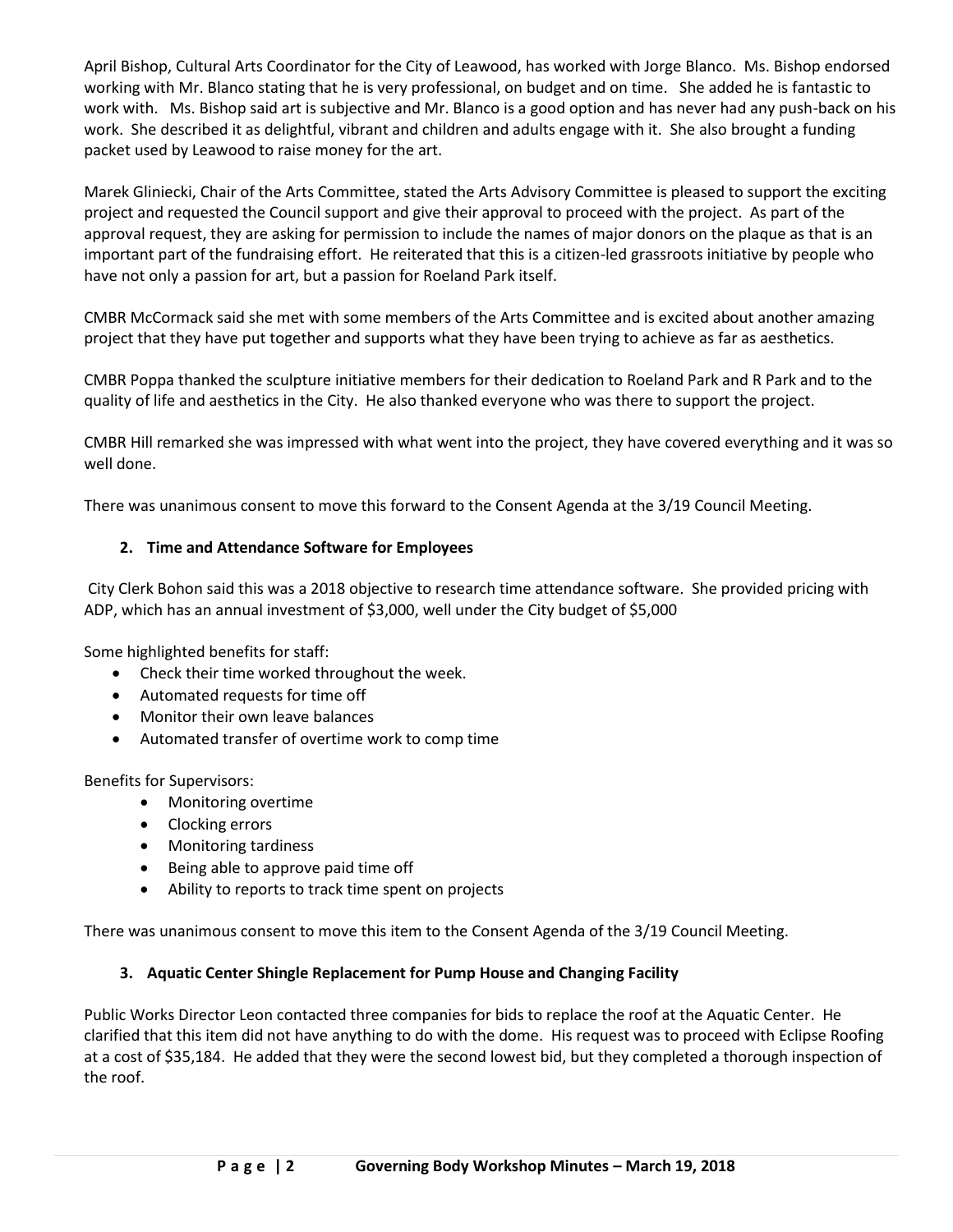April Bishop, Cultural Arts Coordinator for the City of Leawood, has worked with Jorge Blanco. Ms. Bishop endorsed working with Mr. Blanco stating that he is very professional, on budget and on time. She added he is fantastic to work with. Ms. Bishop said art is subjective and Mr. Blanco is a good option and has never had any push-back on his work. She described it as delightful, vibrant and children and adults engage with it. She also brought a funding packet used by Leawood to raise money for the art.

Marek Gliniecki, Chair of the Arts Committee, stated the Arts Advisory Committee is pleased to support the exciting project and requested the Council support and give their approval to proceed with the project. As part of the approval request, they are asking for permission to include the names of major donors on the plaque as that is an important part of the fundraising effort. He reiterated that this is a citizen-led grassroots initiative by people who have not only a passion for art, but a passion for Roeland Park itself.

CMBR McCormack said she met with some members of the Arts Committee and is excited about another amazing project that they have put together and supports what they have been trying to achieve as far as aesthetics.

CMBR Poppa thanked the sculpture initiative members for their dedication to Roeland Park and R Park and to the quality of life and aesthetics in the City. He also thanked everyone who was there to support the project.

CMBR Hill remarked she was impressed with what went into the project, they have covered everything and it was so well done.

There was unanimous consent to move this forward to the Consent Agenda at the 3/19 Council Meeting.

**2. Time and Attendance Software for Employees**

City Clerk Bohon said this was a 2018 objective to research time attendance software. She provided pricing with ADP, which has an annual investment of $3,000, well under the City budget of $5,000

Some highlighted benefits for staff:

- Check their time worked throughout the week.
- Automated requests for time off
- Monitor their own leave balances
- Automated transfer of overtime work to comp time

Benefits for Supervisors:

- Monitoring overtime
- Clocking errors
- Monitoring tardiness
- Being able to approve paid time off
- Ability to reports to track time spent on projects

There was unanimous consent to move this item to the Consent Agenda of the 3/19 Council Meeting.

**3. Aquatic Center Shingle Replacement for Pump House and Changing Facility**

Public Works Director Leon contacted three companies for bids to replace the roof at the Aquatic Center. He clarified that this item did not have anything to do with the dome. His request was to proceed with Eclipse Roofing at a cost of $35,184. He added that they were the second lowest bid, but they completed a thorough inspection of the roof.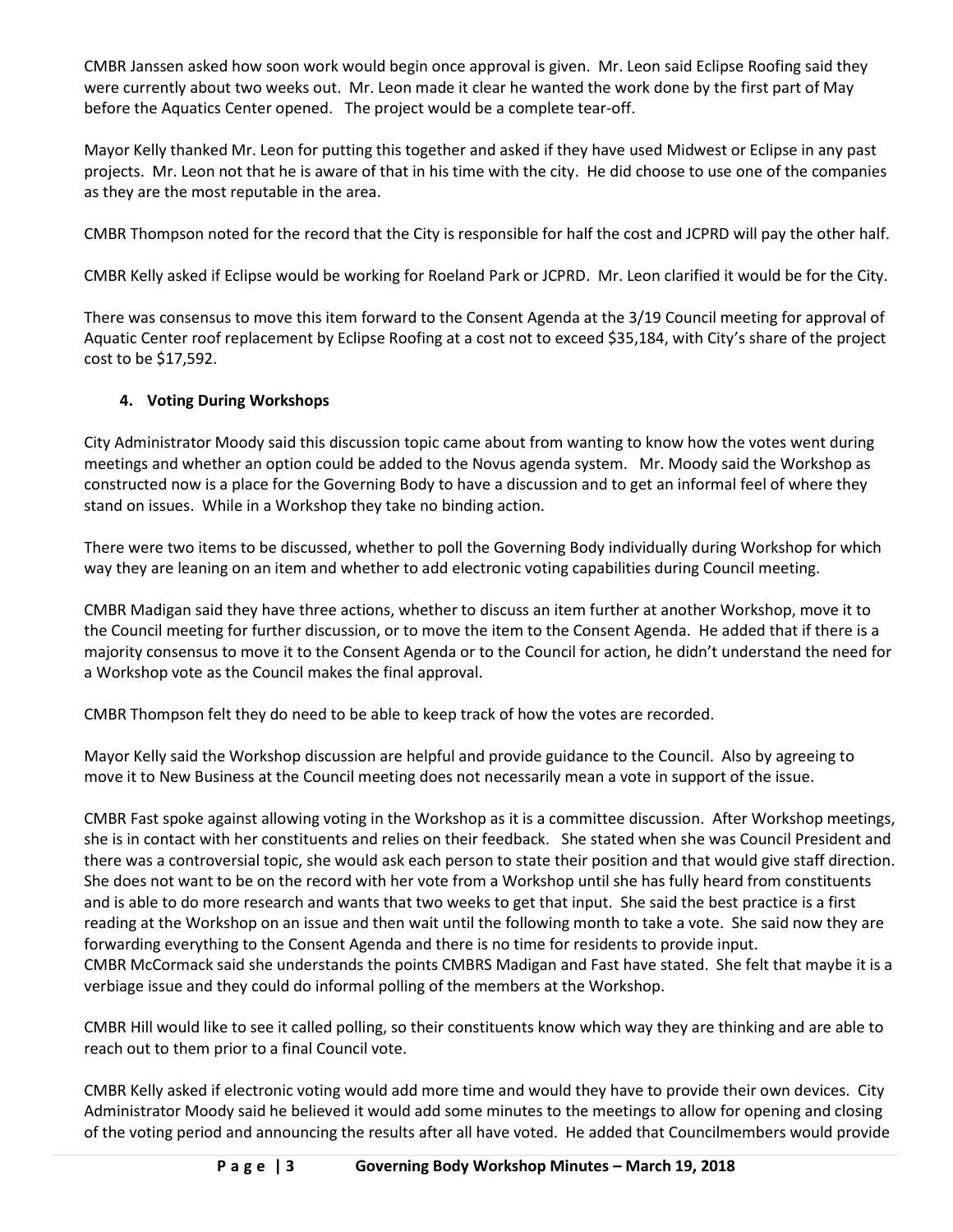CMBR Janssen asked how soon work would begin once approval is given. Mr. Leon said Eclipse Roofing said they were currently about two weeks out. Mr. Leon made it clear he wanted the work done by the first part of May before the Aquatics Center opened. The project would be a complete tear-off.

Mayor Kelly thanked Mr. Leon for putting this together and asked if they have used Midwest or Eclipse in any past projects. Mr. Leon not that he is aware of that in his time with the city. He did choose to use one of the companies as they are the most reputable in the area.

CMBR Thompson noted for the record that the City is responsible for half the cost and JCPRD will pay the other half.

CMBR Kelly asked if Eclipse would be working for Roeland Park or JCPRD. Mr. Leon clarified it would be for the City.

There was consensus to move this item forward to the Consent Agenda at the 3/19 Council meeting for approval of Aquatic Center roof replacement by Eclipse Roofing at a cost not to exceed $35,184, with City's share of the project cost to be $17,592.

**4. Voting During Workshops**

City Administrator Moody said this discussion topic came about from wanting to know how the votes went during meetings and whether an option could be added to the Novus agenda system. Mr. Moody said the Workshop as constructed now is a place for the Governing Body to have a discussion and to get an informal feel of where they stand on issues. While in a Workshop they take no binding action.

There were two items to be discussed, whether to poll the Governing Body individually during Workshop for which way they are leaning on an item and whether to add electronic voting capabilities during Council meeting.

CMBR Madigan said they have three actions, whether to discuss an item further at another Workshop, move it to the Council meeting for further discussion, or to move the item to the Consent Agenda. He added that if there is a majority consensus to move it to the Consent Agenda or to the Council for action, he didn't understand the need for a Workshop vote as the Council makes the final approval.

CMBR Thompson felt they do need to be able to keep track of how the votes are recorded.

Mayor Kelly said the Workshop discussion are helpful and provide guidance to the Council. Also by agreeing to move it to New Business at the Council meeting does not necessarily mean a vote in support of the issue.

CMBR Fast spoke against allowing voting in the Workshop as it is a committee discussion. After Workshop meetings, she is in contact with her constituents and relies on their feedback. She stated when she was Council President and there was a controversial topic, she would ask each person to state their position and that would give staff direction. She does not want to be on the record with her vote from a Workshop until she has fully heard from constituents and is able to do more research and wants that two weeks to get that input. She said the best practice is a first reading at the Workshop on an issue and then wait until the following month to take a vote. She said now they are forwarding everything to the Consent Agenda and there is no time for residents to provide input.
CMBR McCormack said she understands the points CMBRS Madigan and Fast have stated. She felt that maybe it is a verbiage issue and they could do informal polling of the members at the Workshop.

CMBR Hill would like to see it called polling, so their constituents know which way they are thinking and are able to reach out to them prior to a final Council vote.

CMBR Kelly asked if electronic voting would add more time and would they have to provide their own devices. City Administrator Moody said he believed it would add some minutes to the meetings to allow for opening and closing of the voting period and announcing the results after all have voted. He added that Councilmembers would provide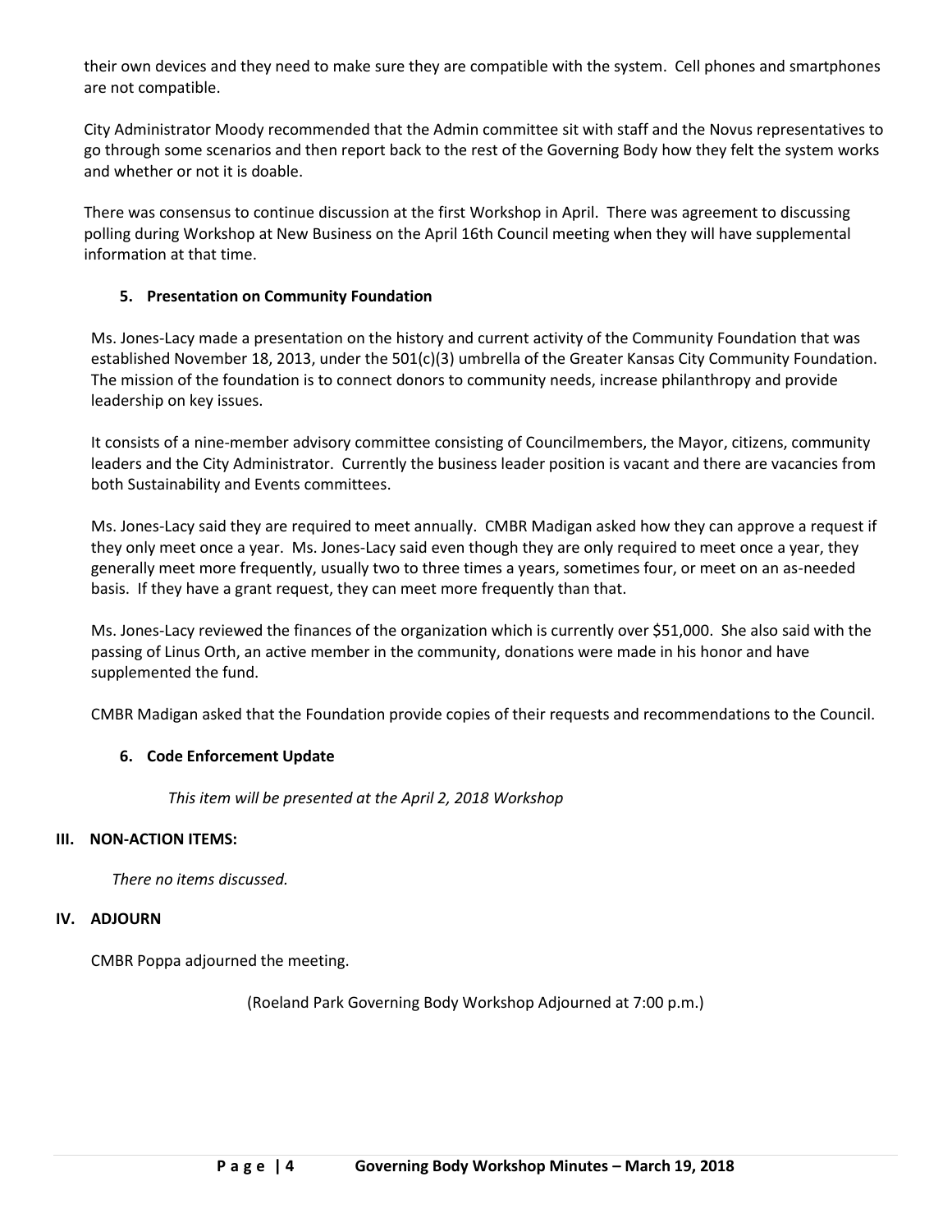their own devices and they need to make sure they are compatible with the system. Cell phones and smartphones are not compatible.

City Administrator Moody recommended that the Admin committee sit with staff and the Novus representatives to go through some scenarios and then report back to the rest of the Governing Body how they felt the system works and whether or not it is doable.

There was consensus to continue discussion at the first Workshop in April. There was agreement to discussing polling during Workshop at New Business on the April 16th Council meeting when they will have supplemental information at that time.

### 5. Presentation on Community Foundation

Ms. Jones-Lacy made a presentation on the history and current activity of the Community Foundation that was established November 18, 2013, under the 501(c)(3) umbrella of the Greater Kansas City Community Foundation. The mission of the foundation is to connect donors to community needs, increase philanthropy and provide leadership on key issues.

It consists of a nine-member advisory committee consisting of Councilmembers, the Mayor, citizens, community leaders and the City Administrator. Currently the business leader position is vacant and there are vacancies from both Sustainability and Events committees.

Ms. Jones-Lacy said they are required to meet annually. CMBR Madigan asked how they can approve a request if they only meet once a year. Ms. Jones-Lacy said even though they are only required to meet once a year, they generally meet more frequently, usually two to three times a years, sometimes four, or meet on an as-needed basis. If they have a grant request, they can meet more frequently than that.

Ms. Jones-Lacy reviewed the finances of the organization which is currently over $51,000. She also said with the passing of Linus Orth, an active member in the community, donations were made in his honor and have supplemented the fund.

CMBR Madigan asked that the Foundation provide copies of their requests and recommendations to the Council.

### 6. Code Enforcement Update

*This item will be presented at the April 2, 2018 Workshop*

## III. NON-ACTION ITEMS:

*There no items discussed.*

## IV. ADJOURN

CMBR Poppa adjourned the meeting.

(Roeland Park Governing Body Workshop Adjourned at 7:00 p.m.)